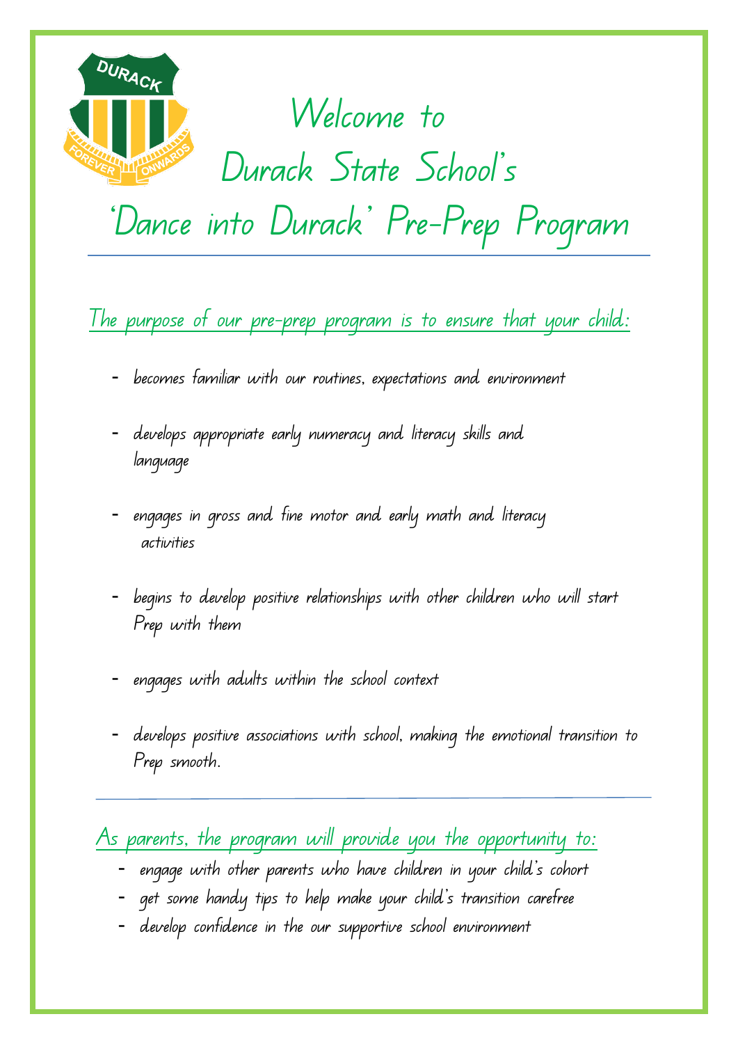# Welcome to Durack State School's 'Dance into Durack' Pre-Prep Program

## The purpose of our pre-prep program is to ensure that your child:

- becomes familiar with our routines, expectations and environment
- develops appropriate early numeracy and literacy skills and language
- engages in gross and fine motor and early math and literacy activities
- begins to develop positive relationships with other children who will start Prep with them
- engages with adults within the school context
- develops positive associations with school, making the emotional transition to Prep smooth.

## As parents, the program will provide you the opportunity to:

- engage with other parents who have children in your child's cohort
- get some handy tips to help make your child's transition carefree
- develop confidence in the our supportive school environment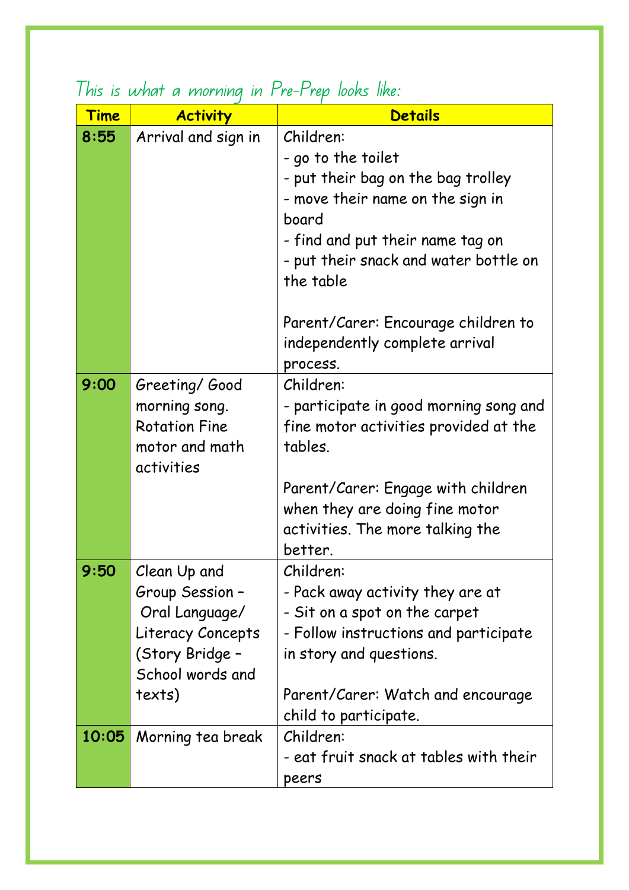*This is what a morning in Pre-Prep looks like:*

| Time | Activity | Details |
|---|---|---|
| **8:55** | Arrival and sign in | Children:<br>- go to the toilet<br>- put their bag on the bag trolley<br>- move their name on the sign in board<br>- find and put their name tag on<br>- put their snack and water bottle on the table<br><br>Parent/Carer: Encourage children to independently complete arrival process. |
| **9:00** | Greeting/ Good morning song. Rotation Fine motor and math activities | Children:<br>- participate in good morning song and fine motor activities provided at the tables.<br><br>Parent/Carer: Engage with children when they are doing fine motor activities. The more talking the better. |
| **9:50** | Clean Up and Group Session – Oral Language/ Literacy Concepts (Story Bridge – School words and texts) | Children:<br>- Pack away activity they are at<br>- Sit on a spot on the carpet<br>- Follow instructions and participate in story and questions.<br><br>Parent/Carer: Watch and encourage child to participate. |
| **10:05** | Morning tea break | Children:<br>- eat fruit snack at tables with their peers |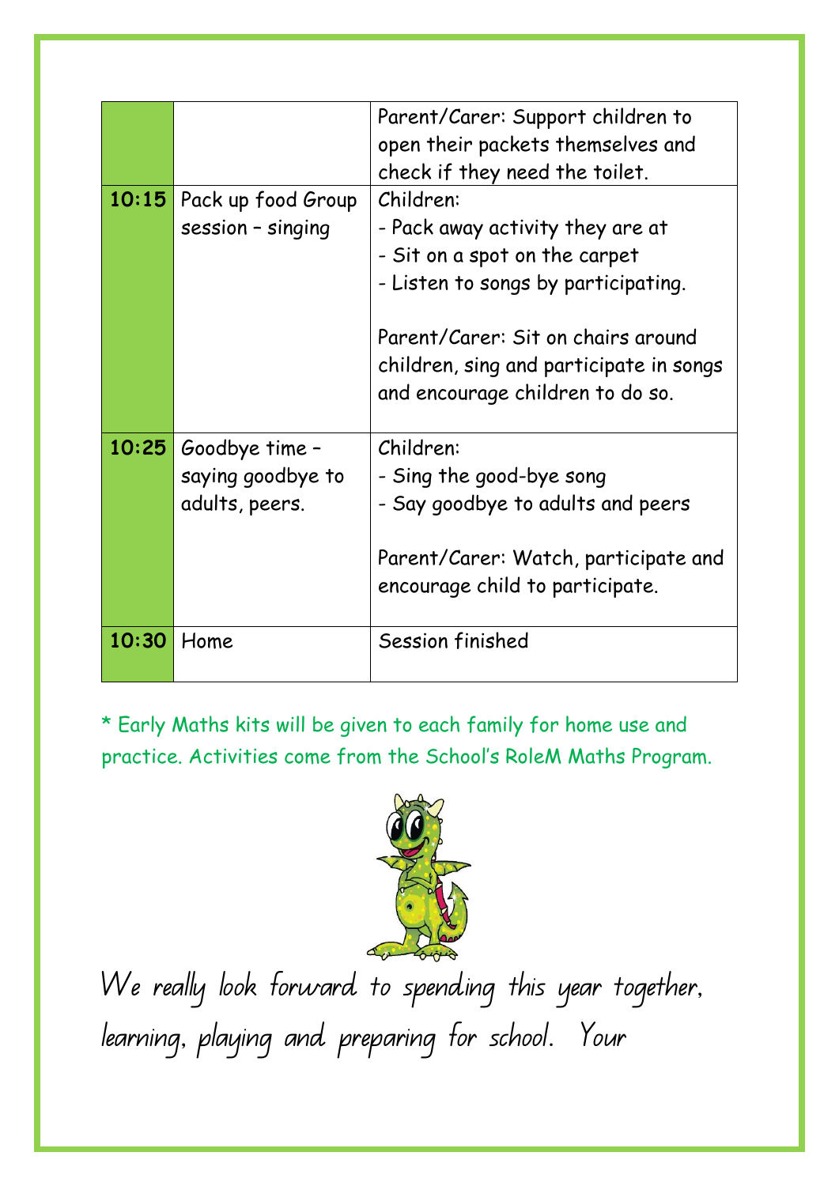|  |  | Parent/Carer: Support children to open their packets themselves and check if they need the toilet. |
|---|---|---|
| **10:15** | Pack up food Group session – singing | Children:<br>- Pack away activity they are at<br>- Sit on a spot on the carpet<br>- Listen to songs by participating.<br><br>Parent/Carer: Sit on chairs around children, sing and participate in songs and encourage children to do so. |
| **10:25** | Goodbye time – saying goodbye to adults, peers. | Children:<br>- Sing the good-bye song<br>- Say goodbye to adults and peers<br><br>Parent/Carer: Watch, participate and encourage child to participate. |
| **10:30** | Home | Session finished |

* Early Maths kits will be given to each family for home use and practice. Activities come from the School's RoleM Maths Program.

We really look forward to spending this year together, learning, playing and preparing for school. Your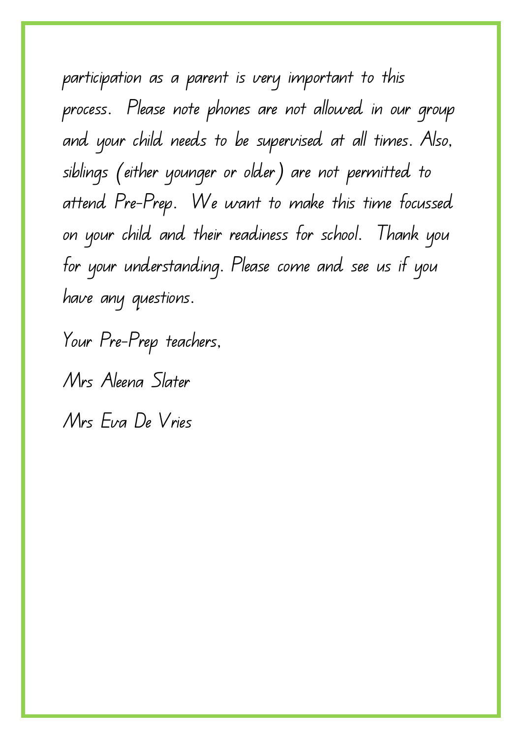participation as a parent is very important to this process. Please note phones are not allowed in our group and your child needs to be supervised at all times. Also, siblings (either younger or older) are not permitted to attend Pre-Prep. We want to make this time focussed on your child and their readiness for school. Thank you for your understanding. Please come and see us if you have any questions.

Your Pre-Prep teachers,

Mrs Aleena Slater

Mrs Eva De Vries